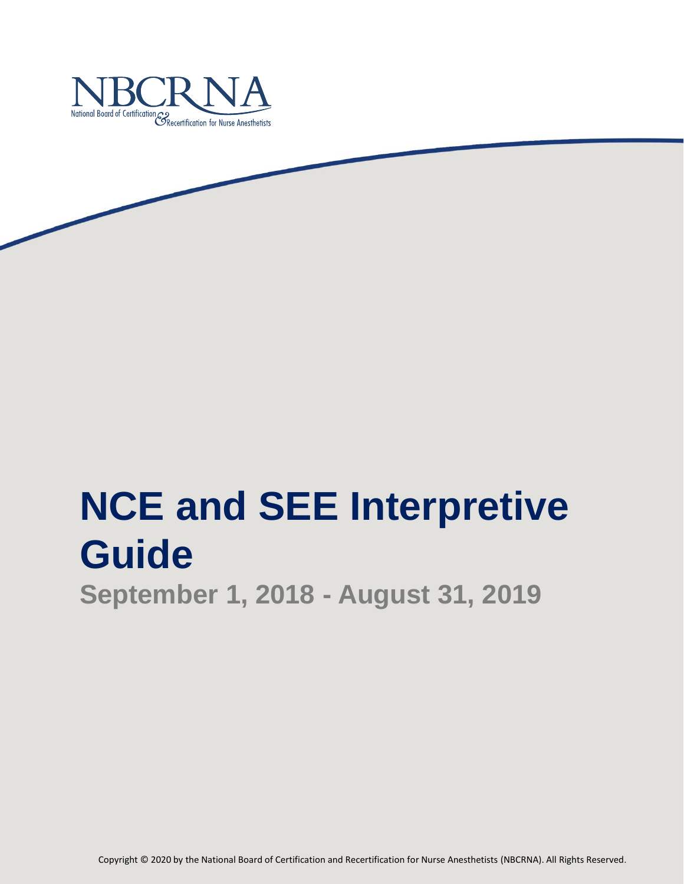NBCRNA

National Board of Certification & Recertification for Nurse Anesthetists

# NCE and SEE Interpretive Guide

## September 1, 2018 - August 31, 2019

Copyright © 2020 by the National Board of Certification and Recertification for Nurse Anesthetists (NBCRNA). All Rights Reserved.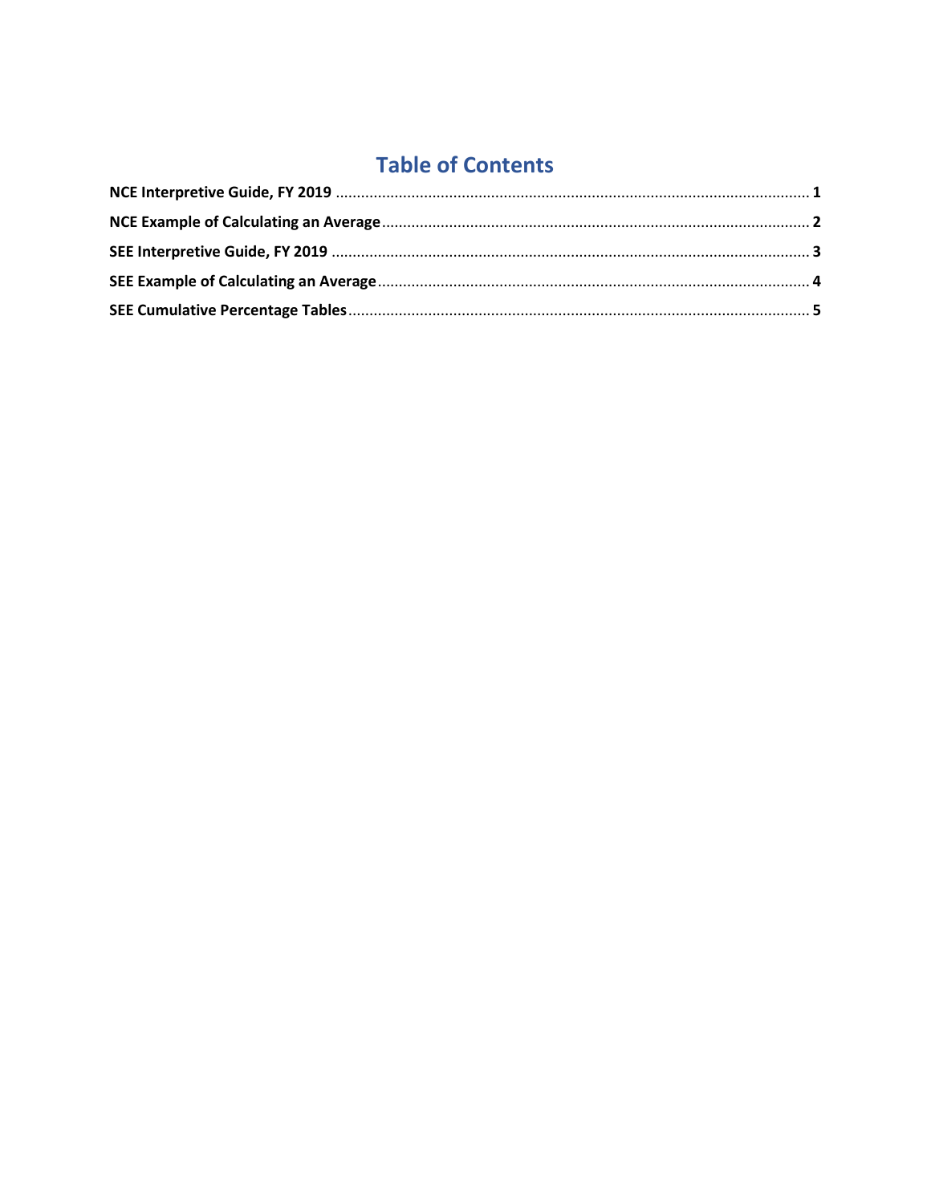# Table of Contents

**NCE Interpretive Guide, FY 2019** ........................................................................................................ 1

**NCE Example of Calculating an Average** ............................................................................................. 2

**SEE Interpretive Guide, FY 2019** ......................................................................................................... 3

**SEE Example of Calculating an Average** .............................................................................................. 4

**SEE Cumulative Percentage Tables** ...................................................................................................... 5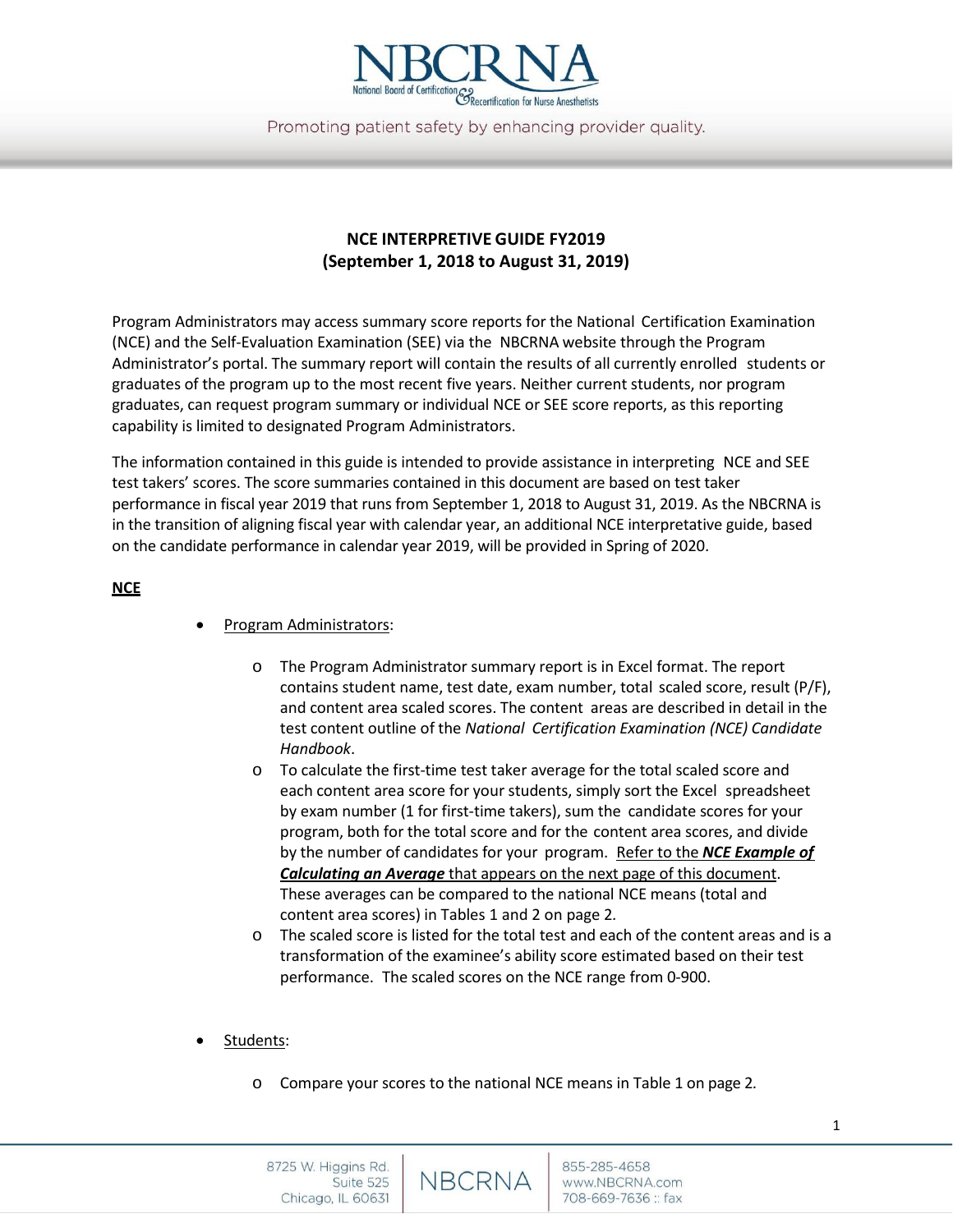## NCE INTERPRETIVE GUIDE FY2019
## (September 1, 2018 to August 31, 2019)

Program Administrators may access summary score reports for the National Certification Examination (NCE) and the Self-Evaluation Examination (SEE) via the NBCRNA website through the Program Administrator's portal. The summary report will contain the results of all currently enrolled students or graduates of the program up to the most recent five years. Neither current students, nor program graduates, can request program summary or individual NCE or SEE score reports, as this reporting capability is limited to designated Program Administrators.

The information contained in this guide is intended to provide assistance in interpreting NCE and SEE test takers' scores. The score summaries contained in this document are based on test taker performance in fiscal year 2019 that runs from September 1, 2018 to August 31, 2019. As the NBCRNA is in the transition of aligning fiscal year with calendar year, an additional NCE interpretative guide, based on the candidate performance in calendar year 2019, will be provided in Spring of 2020.

### NCE

- Program Administrators:
  - The Program Administrator summary report is in Excel format. The report contains student name, test date, exam number, total scaled score, result (P/F), and content area scaled scores. The content areas are described in detail in the test content outline of the *National Certification Examination (NCE) Candidate Handbook*.
  - To calculate the first-time test taker average for the total scaled score and each content area score for your students, simply sort the Excel spreadsheet by exam number (1 for first-time takers), sum the candidate scores for your program, both for the total score and for the content area scores, and divide by the number of candidates for your program. Refer to the ***NCE Example of Calculating an Average*** that appears on the next page of this document. These averages can be compared to the national NCE means (total and content area scores) in Tables 1 and 2 on page 2.
  - The scaled score is listed for the total test and each of the content areas and is a transformation of the examinee's ability score estimated based on their test performance. The scaled scores on the NCE range from 0-900.

- Students:
  - Compare your scores to the national NCE means in Table 1 on page 2.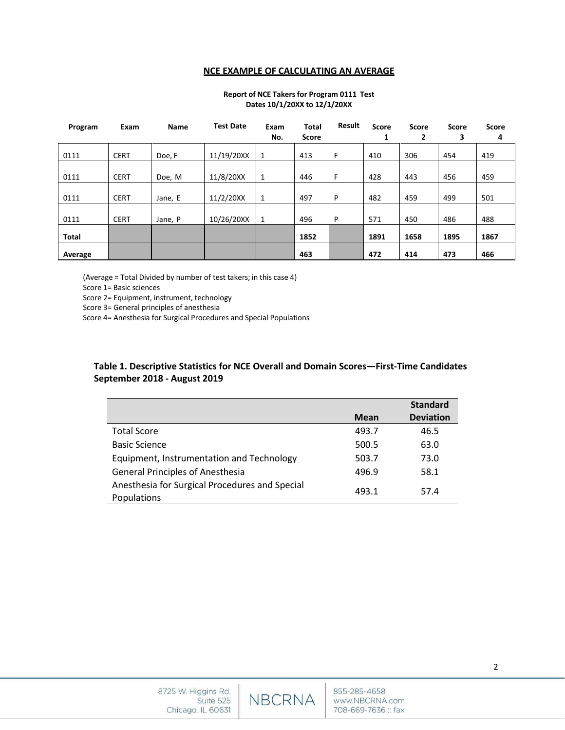## NCE EXAMPLE OF CALCULATING AN AVERAGE

**Report of NCE Takers for Program 0111 Test Dates 10/1/20XX to 12/1/20XX**

| Program | Exam | Name | Test Date | Exam No. | Total Score | Result | Score 1 | Score 2 | Score 3 | Score 4 |
|---|---|---|---|---|---|---|---|---|---|---|
| 0111 | CERT | Doe, F | 11/19/20XX | 1 | 413 | F | 410 | 306 | 454 | 419 |
| 0111 | CERT | Doe, M | 11/8/20XX | 1 | 446 | F | 428 | 443 | 456 | 459 |
| 0111 | CERT | Jane, E | 11/2/20XX | 1 | 497 | P | 482 | 459 | 499 | 501 |
| 0111 | CERT | Jane, P | 10/26/20XX | 1 | 496 | P | 571 | 450 | 486 | 488 |
| **Total** | | | | | **1852** | | **1891** | **1658** | **1895** | **1867** |
| **Average** | | | | | **463** | | **472** | **414** | **473** | **466** |

(Average = Total Divided by number of test takers; in this case 4)
Score 1= Basic sciences
Score 2= Equipment, instrument, technology
Score 3= General principles of anesthesia
Score 4= Anesthesia for Surgical Procedures and Special Populations

**Table 1. Descriptive Statistics for NCE Overall and Domain Scores—First-Time Candidates September 2018 - August 2019**

| | Mean | Standard Deviation |
|---|---|---|
| Total Score | 493.7 | 46.5 |
| Basic Science | 500.5 | 63.0 |
| Equipment, Instrumentation and Technology | 503.7 | 73.0 |
| General Principles of Anesthesia | 496.9 | 58.1 |
| Anesthesia for Surgical Procedures and Special Populations | 493.1 | 57.4 |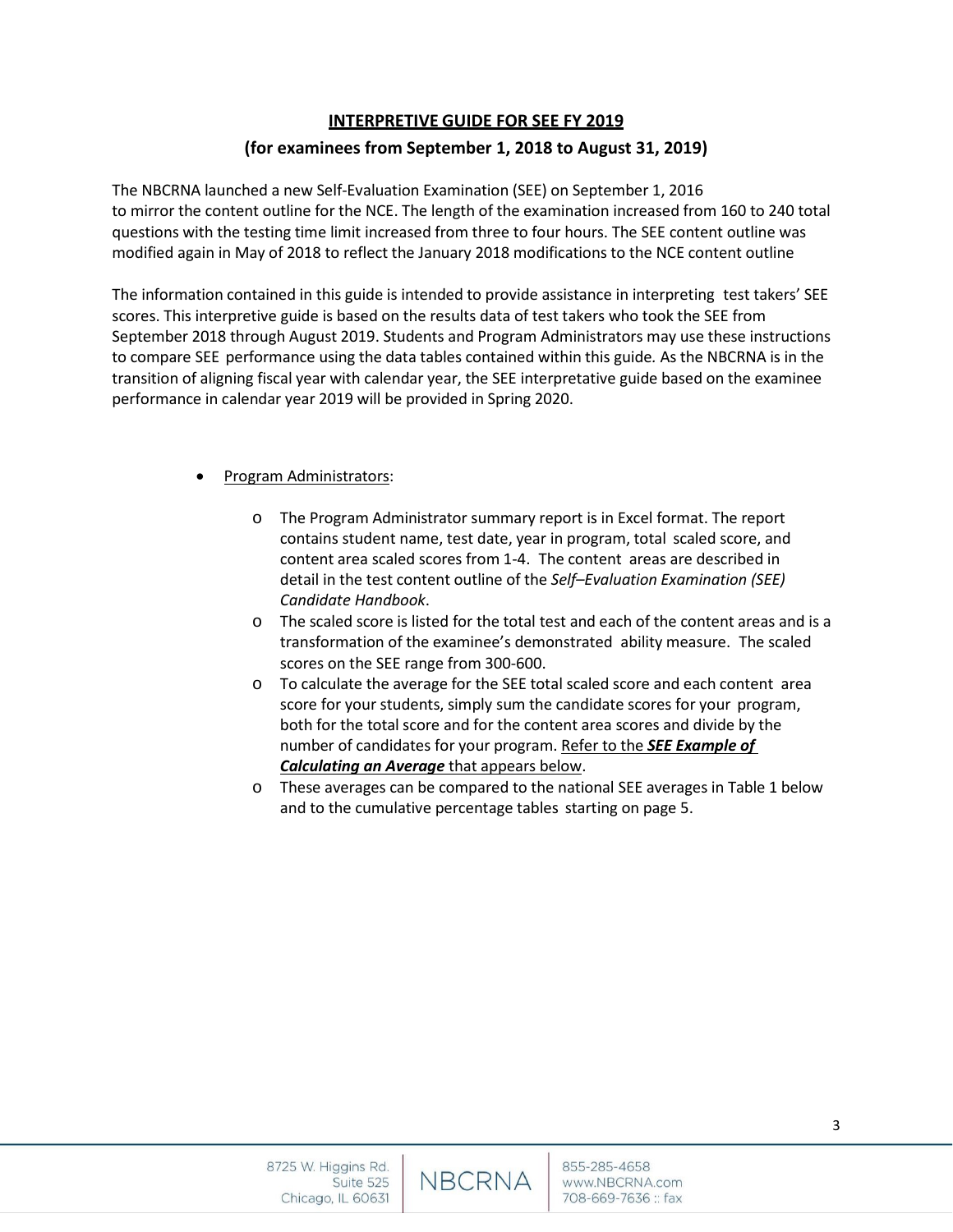## INTERPRETIVE GUIDE FOR SEE FY 2019

### (for examinees from September 1, 2018 to August 31, 2019)

The NBCRNA launched a new Self-Evaluation Examination (SEE) on September 1, 2016 to mirror the content outline for the NCE. The length of the examination increased from 160 to 240 total questions with the testing time limit increased from three to four hours. The SEE content outline was modified again in May of 2018 to reflect the January 2018 modifications to the NCE content outline

The information contained in this guide is intended to provide assistance in interpreting test takers' SEE scores. This interpretive guide is based on the results data of test takers who took the SEE from September 2018 through August 2019. Students and Program Administrators may use these instructions to compare SEE performance using the data tables contained within this guide. As the NBCRNA is in the transition of aligning fiscal year with calendar year, the SEE interpretative guide based on the examinee performance in calendar year 2019 will be provided in Spring 2020.

- Program Administrators:
  - The Program Administrator summary report is in Excel format. The report contains student name, test date, year in program, total scaled score, and content area scaled scores from 1-4. The content areas are described in detail in the test content outline of the *Self–Evaluation Examination (SEE) Candidate Handbook*.
  - The scaled score is listed for the total test and each of the content areas and is a transformation of the examinee's demonstrated ability measure. The scaled scores on the SEE range from 300-600.
  - To calculate the average for the SEE total scaled score and each content area score for your students, simply sum the candidate scores for your program, both for the total score and for the content area scores and divide by the number of candidates for your program. Refer to the ***SEE Example of Calculating an Average*** that appears below.
  - These averages can be compared to the national SEE averages in Table 1 below and to the cumulative percentage tables starting on page 5.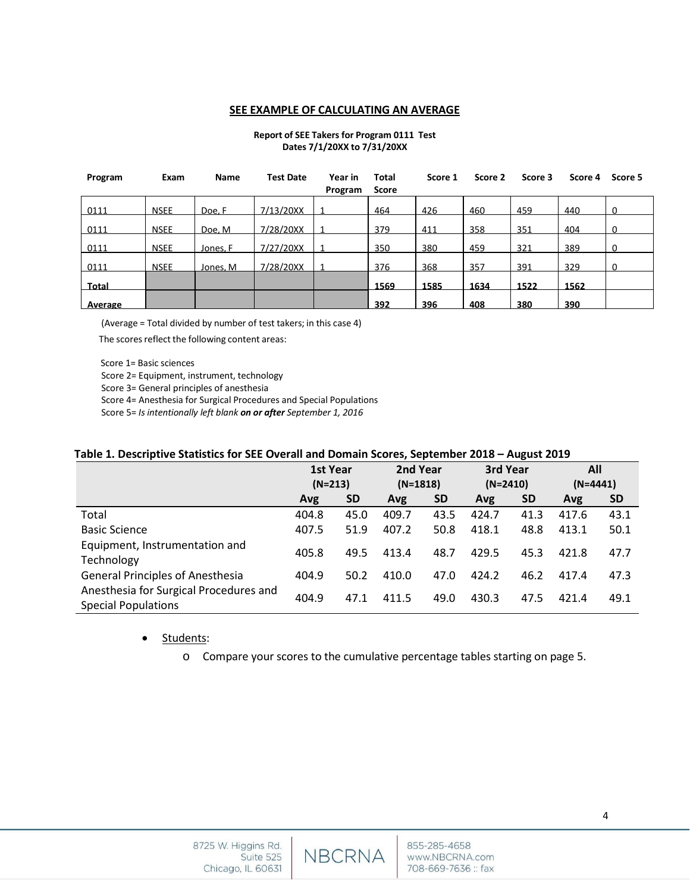## SEE EXAMPLE OF CALCULATING AN AVERAGE

**Report of SEE Takers for Program 0111 Test Dates 7/1/20XX to 7/31/20XX**

| Program | Exam | Name | Test Date | Year in Program | Total Score | Score 1 | Score 2 | Score 3 | Score 4 | Score 5 |
|---|---|---|---|---|---|---|---|---|---|---|
| 0111 | NSEE | Doe, F | 7/13/20XX | 1 | 464 | 426 | 460 | 459 | 440 | 0 |
| 0111 | NSEE | Doe, M | 7/28/20XX | 1 | 379 | 411 | 358 | 351 | 404 | 0 |
| 0111 | NSEE | Jones, F | 7/27/20XX | 1 | 350 | 380 | 459 | 321 | 389 | 0 |
| 0111 | NSEE | Jones, M | 7/28/20XX | 1 | 376 | 368 | 357 | 391 | 329 | 0 |
| **Total** | | | | | **1569** | **1585** | **1634** | **1522** | **1562** | |
| **Average** | | | | | **392** | **396** | **408** | **380** | **390** | |

(Average = Total divided by number of test takers; in this case 4)

The scores reflect the following content areas:

Score 1= Basic sciences
Score 2= Equipment, instrument, technology
Score 3= General principles of anesthesia
Score 4= Anesthesia for Surgical Procedures and Special Populations
Score 5= *Is intentionally left blank* ***on or after*** *September 1, 2016*

**Table 1. Descriptive Statistics for SEE Overall and Domain Scores, September 2018 – August 2019**

| | 1st Year (N=213) | | 2nd Year (N=1818) | | 3rd Year (N=2410) | | All (N=4441) | |
|---|---|---|---|---|---|---|---|---|
| | Avg | SD | Avg | SD | Avg | SD | Avg | SD |
| Total | 404.8 | 45.0 | 409.7 | 43.5 | 424.7 | 41.3 | 417.6 | 43.1 |
| Basic Science | 407.5 | 51.9 | 407.2 | 50.8 | 418.1 | 48.8 | 413.1 | 50.1 |
| Equipment, Instrumentation and Technology | 405.8 | 49.5 | 413.4 | 48.7 | 429.5 | 45.3 | 421.8 | 47.7 |
| General Principles of Anesthesia | 404.9 | 50.2 | 410.0 | 47.0 | 424.2 | 46.2 | 417.4 | 47.3 |
| Anesthesia for Surgical Procedures and Special Populations | 404.9 | 47.1 | 411.5 | 49.0 | 430.3 | 47.5 | 421.4 | 49.1 |

- Students:
  - Compare your scores to the cumulative percentage tables starting on page 5.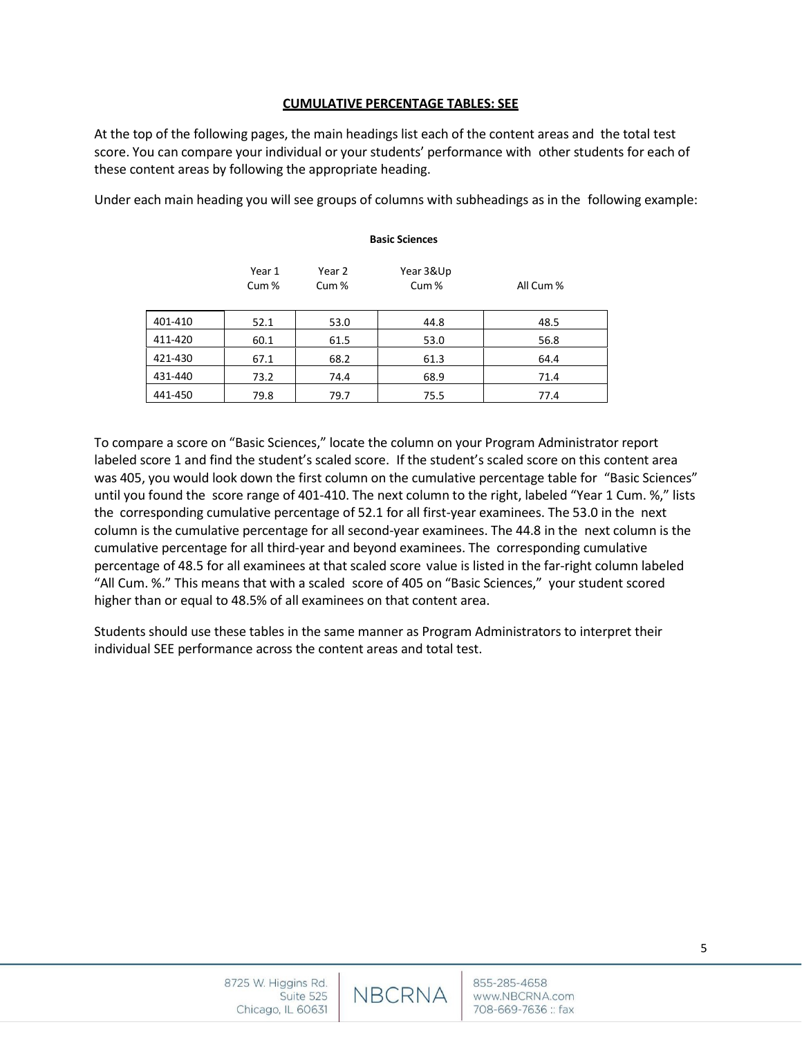## CUMULATIVE PERCENTAGE TABLES: SEE

At the top of the following pages, the main headings list each of the content areas and the total test score. You can compare your individual or your students' performance with other students for each of these content areas by following the appropriate heading.

Under each main heading you will see groups of columns with subheadings as in the following example:

**Basic Sciences**

| | Year 1 Cum % | Year 2 Cum % | Year 3&Up Cum % | All Cum % |
|---|---|---|---|---|
| 401-410 | 52.1 | 53.0 | 44.8 | 48.5 |
| 411-420 | 60.1 | 61.5 | 53.0 | 56.8 |
| 421-430 | 67.1 | 68.2 | 61.3 | 64.4 |
| 431-440 | 73.2 | 74.4 | 68.9 | 71.4 |
| 441-450 | 79.8 | 79.7 | 75.5 | 77.4 |

To compare a score on "Basic Sciences," locate the column on your Program Administrator report labeled score 1 and find the student's scaled score. If the student's scaled score on this content area was 405, you would look down the first column on the cumulative percentage table for "Basic Sciences" until you found the score range of 401-410. The next column to the right, labeled "Year 1 Cum. %," lists the corresponding cumulative percentage of 52.1 for all first-year examinees. The 53.0 in the next column is the cumulative percentage for all second-year examinees. The 44.8 in the next column is the cumulative percentage for all third-year and beyond examinees. The corresponding cumulative percentage of 48.5 for all examinees at that scaled score value is listed in the far-right column labeled "All Cum. %." This means that with a scaled score of 405 on "Basic Sciences," your student scored higher than or equal to 48.5% of all examinees on that content area.

Students should use these tables in the same manner as Program Administrators to interpret their individual SEE performance across the content areas and total test.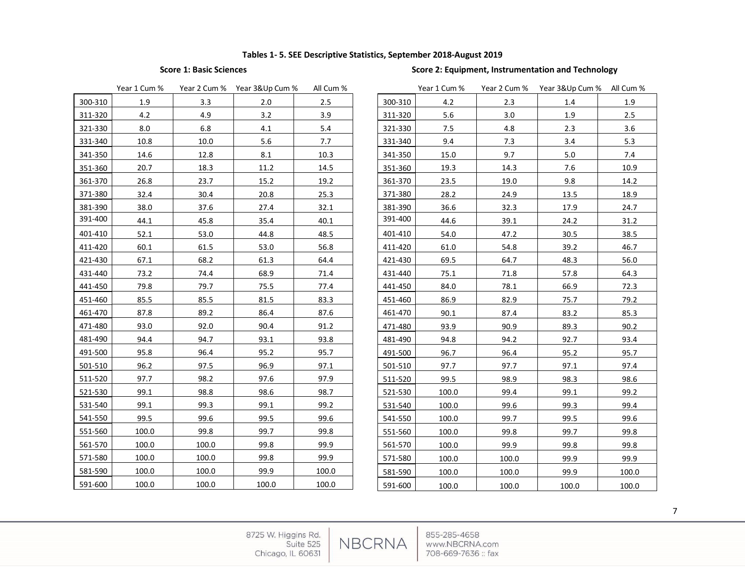### Tables 1- 5. SEE Descriptive Statistics, September 2018-August 2019

#### Score 1: Basic Sciences

| | Year 1 Cum % | Year 2 Cum % | Year 3&Up Cum % | All Cum % |
|---|---|---|---|---|
| 300-310 | 1.9 | 3.3 | 2.0 | 2.5 |
| 311-320 | 4.2 | 4.9 | 3.2 | 3.9 |
| 321-330 | 8.0 | 6.8 | 4.1 | 5.4 |
| 331-340 | 10.8 | 10.0 | 5.6 | 7.7 |
| 341-350 | 14.6 | 12.8 | 8.1 | 10.3 |
| 351-360 | 20.7 | 18.3 | 11.2 | 14.5 |
| 361-370 | 26.8 | 23.7 | 15.2 | 19.2 |
| 371-380 | 32.4 | 30.4 | 20.8 | 25.3 |
| 381-390 | 38.0 | 37.6 | 27.4 | 32.1 |
| 391-400 | 44.1 | 45.8 | 35.4 | 40.1 |
| 401-410 | 52.1 | 53.0 | 44.8 | 48.5 |
| 411-420 | 60.1 | 61.5 | 53.0 | 56.8 |
| 421-430 | 67.1 | 68.2 | 61.3 | 64.4 |
| 431-440 | 73.2 | 74.4 | 68.9 | 71.4 |
| 441-450 | 79.8 | 79.7 | 75.5 | 77.4 |
| 451-460 | 85.5 | 85.5 | 81.5 | 83.3 |
| 461-470 | 87.8 | 89.2 | 86.4 | 87.6 |
| 471-480 | 93.0 | 92.0 | 90.4 | 91.2 |
| 481-490 | 94.4 | 94.7 | 93.1 | 93.8 |
| 491-500 | 95.8 | 96.4 | 95.2 | 95.7 |
| 501-510 | 96.2 | 97.5 | 96.9 | 97.1 |
| 511-520 | 97.7 | 98.2 | 97.6 | 97.9 |
| 521-530 | 99.1 | 98.8 | 98.6 | 98.7 |
| 531-540 | 99.1 | 99.3 | 99.1 | 99.2 |
| 541-550 | 99.5 | 99.6 | 99.5 | 99.6 |
| 551-560 | 100.0 | 99.8 | 99.7 | 99.8 |
| 561-570 | 100.0 | 100.0 | 99.8 | 99.9 |
| 571-580 | 100.0 | 100.0 | 99.8 | 99.9 |
| 581-590 | 100.0 | 100.0 | 99.9 | 100.0 |
| 591-600 | 100.0 | 100.0 | 100.0 | 100.0 |

#### Score 2: Equipment, Instrumentation and Technology

| | Year 1 Cum % | Year 2 Cum % | Year 3&Up Cum % | All Cum % |
|---|---|---|---|---|
| 300-310 | 4.2 | 2.3 | 1.4 | 1.9 |
| 311-320 | 5.6 | 3.0 | 1.9 | 2.5 |
| 321-330 | 7.5 | 4.8 | 2.3 | 3.6 |
| 331-340 | 9.4 | 7.3 | 3.4 | 5.3 |
| 341-350 | 15.0 | 9.7 | 5.0 | 7.4 |
| 351-360 | 19.3 | 14.3 | 7.6 | 10.9 |
| 361-370 | 23.5 | 19.0 | 9.8 | 14.2 |
| 371-380 | 28.2 | 24.9 | 13.5 | 18.9 |
| 381-390 | 36.6 | 32.3 | 17.9 | 24.7 |
| 391-400 | 44.6 | 39.1 | 24.2 | 31.2 |
| 401-410 | 54.0 | 47.2 | 30.5 | 38.5 |
| 411-420 | 61.0 | 54.8 | 39.2 | 46.7 |
| 421-430 | 69.5 | 64.7 | 48.3 | 56.0 |
| 431-440 | 75.1 | 71.8 | 57.8 | 64.3 |
| 441-450 | 84.0 | 78.1 | 66.9 | 72.3 |
| 451-460 | 86.9 | 82.9 | 75.7 | 79.2 |
| 461-470 | 90.1 | 87.4 | 83.2 | 85.3 |
| 471-480 | 93.9 | 90.9 | 89.3 | 90.2 |
| 481-490 | 94.8 | 94.2 | 92.7 | 93.4 |
| 491-500 | 96.7 | 96.4 | 95.2 | 95.7 |
| 501-510 | 97.7 | 97.7 | 97.1 | 97.4 |
| 511-520 | 99.5 | 98.9 | 98.3 | 98.6 |
| 521-530 | 100.0 | 99.4 | 99.1 | 99.2 |
| 531-540 | 100.0 | 99.6 | 99.3 | 99.4 |
| 541-550 | 100.0 | 99.7 | 99.5 | 99.6 |
| 551-560 | 100.0 | 99.8 | 99.7 | 99.8 |
| 561-570 | 100.0 | 99.9 | 99.8 | 99.8 |
| 571-580 | 100.0 | 100.0 | 99.9 | 99.9 |
| 581-590 | 100.0 | 100.0 | 99.9 | 100.0 |
| 591-600 | 100.0 | 100.0 | 100.0 | 100.0 |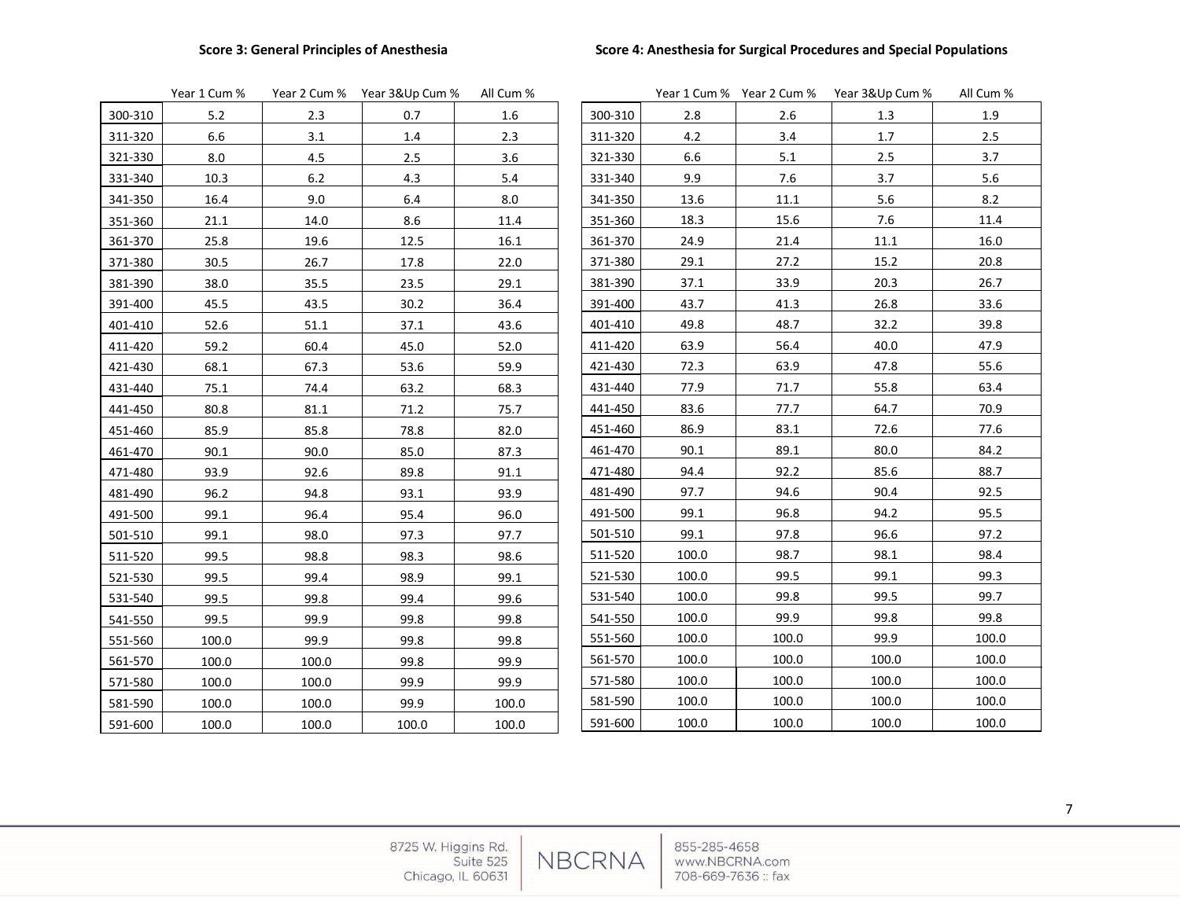**Score 3: General Principles of Anesthesia**

| | Year 1 Cum % | Year 2 Cum % | Year 3&Up Cum % | All Cum % |
|---|---|---|---|---|
| 300-310 | 5.2 | 2.3 | 0.7 | 1.6 |
| 311-320 | 6.6 | 3.1 | 1.4 | 2.3 |
| 321-330 | 8.0 | 4.5 | 2.5 | 3.6 |
| 331-340 | 10.3 | 6.2 | 4.3 | 5.4 |
| 341-350 | 16.4 | 9.0 | 6.4 | 8.0 |
| 351-360 | 21.1 | 14.0 | 8.6 | 11.4 |
| 361-370 | 25.8 | 19.6 | 12.5 | 16.1 |
| 371-380 | 30.5 | 26.7 | 17.8 | 22.0 |
| 381-390 | 38.0 | 35.5 | 23.5 | 29.1 |
| 391-400 | 45.5 | 43.5 | 30.2 | 36.4 |
| 401-410 | 52.6 | 51.1 | 37.1 | 43.6 |
| 411-420 | 59.2 | 60.4 | 45.0 | 52.0 |
| 421-430 | 68.1 | 67.3 | 53.6 | 59.9 |
| 431-440 | 75.1 | 74.4 | 63.2 | 68.3 |
| 441-450 | 80.8 | 81.1 | 71.2 | 75.7 |
| 451-460 | 85.9 | 85.8 | 78.8 | 82.0 |
| 461-470 | 90.1 | 90.0 | 85.0 | 87.3 |
| 471-480 | 93.9 | 92.6 | 89.8 | 91.1 |
| 481-490 | 96.2 | 94.8 | 93.1 | 93.9 |
| 491-500 | 99.1 | 96.4 | 95.4 | 96.0 |
| 501-510 | 99.1 | 98.0 | 97.3 | 97.7 |
| 511-520 | 99.5 | 98.8 | 98.3 | 98.6 |
| 521-530 | 99.5 | 99.4 | 98.9 | 99.1 |
| 531-540 | 99.5 | 99.8 | 99.4 | 99.6 |
| 541-550 | 99.5 | 99.9 | 99.8 | 99.8 |
| 551-560 | 100.0 | 99.9 | 99.8 | 99.8 |
| 561-570 | 100.0 | 100.0 | 99.8 | 99.9 |
| 571-580 | 100.0 | 100.0 | 99.9 | 99.9 |
| 581-590 | 100.0 | 100.0 | 99.9 | 100.0 |
| 591-600 | 100.0 | 100.0 | 100.0 | 100.0 |

**Score 4: Anesthesia for Surgical Procedures and Special Populations**

| | Year 1 Cum % | Year 2 Cum % | Year 3&Up Cum % | All Cum % |
|---|---|---|---|---|
| 300-310 | 2.8 | 2.6 | 1.3 | 1.9 |
| 311-320 | 4.2 | 3.4 | 1.7 | 2.5 |
| 321-330 | 6.6 | 5.1 | 2.5 | 3.7 |
| 331-340 | 9.9 | 7.6 | 3.7 | 5.6 |
| 341-350 | 13.6 | 11.1 | 5.6 | 8.2 |
| 351-360 | 18.3 | 15.6 | 7.6 | 11.4 |
| 361-370 | 24.9 | 21.4 | 11.1 | 16.0 |
| 371-380 | 29.1 | 27.2 | 15.2 | 20.8 |
| 381-390 | 37.1 | 33.9 | 20.3 | 26.7 |
| 391-400 | 43.7 | 41.3 | 26.8 | 33.6 |
| 401-410 | 49.8 | 48.7 | 32.2 | 39.8 |
| 411-420 | 63.9 | 56.4 | 40.0 | 47.9 |
| 421-430 | 72.3 | 63.9 | 47.8 | 55.6 |
| 431-440 | 77.9 | 71.7 | 55.8 | 63.4 |
| 441-450 | 83.6 | 77.7 | 64.7 | 70.9 |
| 451-460 | 86.9 | 83.1 | 72.6 | 77.6 |
| 461-470 | 90.1 | 89.1 | 80.0 | 84.2 |
| 471-480 | 94.4 | 92.2 | 85.6 | 88.7 |
| 481-490 | 97.7 | 94.6 | 90.4 | 92.5 |
| 491-500 | 99.1 | 96.8 | 94.2 | 95.5 |
| 501-510 | 99.1 | 97.8 | 96.6 | 97.2 |
| 511-520 | 100.0 | 98.7 | 98.1 | 98.4 |
| 521-530 | 100.0 | 99.5 | 99.1 | 99.3 |
| 531-540 | 100.0 | 99.8 | 99.5 | 99.7 |
| 541-550 | 100.0 | 99.9 | 99.8 | 99.8 |
| 551-560 | 100.0 | 100.0 | 99.9 | 100.0 |
| 561-570 | 100.0 | 100.0 | 100.0 | 100.0 |
| 571-580 | 100.0 | 100.0 | 100.0 | 100.0 |
| 581-590 | 100.0 | 100.0 | 100.0 | 100.0 |
| 591-600 | 100.0 | 100.0 | 100.0 | 100.0 |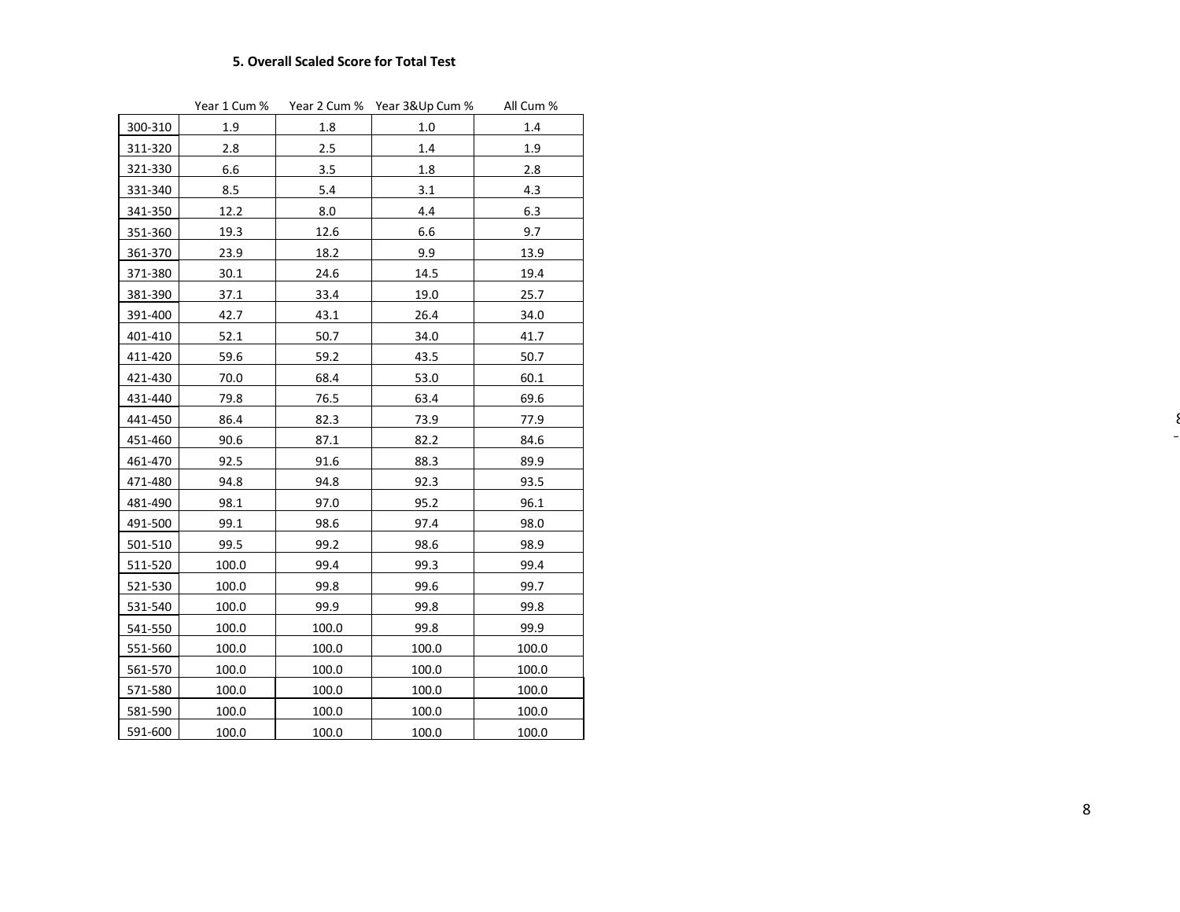**5. Overall Scaled Score for Total Test**

| | Year 1 Cum % | Year 2 Cum % | Year 3&Up Cum % | All Cum % |
|---|---|---|---|---|
| 300-310 | 1.9 | 1.8 | 1.0 | 1.4 |
| 311-320 | 2.8 | 2.5 | 1.4 | 1.9 |
| 321-330 | 6.6 | 3.5 | 1.8 | 2.8 |
| 331-340 | 8.5 | 5.4 | 3.1 | 4.3 |
| 341-350 | 12.2 | 8.0 | 4.4 | 6.3 |
| 351-360 | 19.3 | 12.6 | 6.6 | 9.7 |
| 361-370 | 23.9 | 18.2 | 9.9 | 13.9 |
| 371-380 | 30.1 | 24.6 | 14.5 | 19.4 |
| 381-390 | 37.1 | 33.4 | 19.0 | 25.7 |
| 391-400 | 42.7 | 43.1 | 26.4 | 34.0 |
| 401-410 | 52.1 | 50.7 | 34.0 | 41.7 |
| 411-420 | 59.6 | 59.2 | 43.5 | 50.7 |
| 421-430 | 70.0 | 68.4 | 53.0 | 60.1 |
| 431-440 | 79.8 | 76.5 | 63.4 | 69.6 |
| 441-450 | 86.4 | 82.3 | 73.9 | 77.9 |
| 451-460 | 90.6 | 87.1 | 82.2 | 84.6 |
| 461-470 | 92.5 | 91.6 | 88.3 | 89.9 |
| 471-480 | 94.8 | 94.8 | 92.3 | 93.5 |
| 481-490 | 98.1 | 97.0 | 95.2 | 96.1 |
| 491-500 | 99.1 | 98.6 | 97.4 | 98.0 |
| 501-510 | 99.5 | 99.2 | 98.6 | 98.9 |
| 511-520 | 100.0 | 99.4 | 99.3 | 99.4 |
| 521-530 | 100.0 | 99.8 | 99.6 | 99.7 |
| 531-540 | 100.0 | 99.9 | 99.8 | 99.8 |
| 541-550 | 100.0 | 100.0 | 99.8 | 99.9 |
| 551-560 | 100.0 | 100.0 | 100.0 | 100.0 |
| 561-570 | 100.0 | 100.0 | 100.0 | 100.0 |
| 571-580 | 100.0 | 100.0 | 100.0 | 100.0 |
| 581-590 | 100.0 | 100.0 | 100.0 | 100.0 |
| 591-600 | 100.0 | 100.0 | 100.0 | 100.0 |